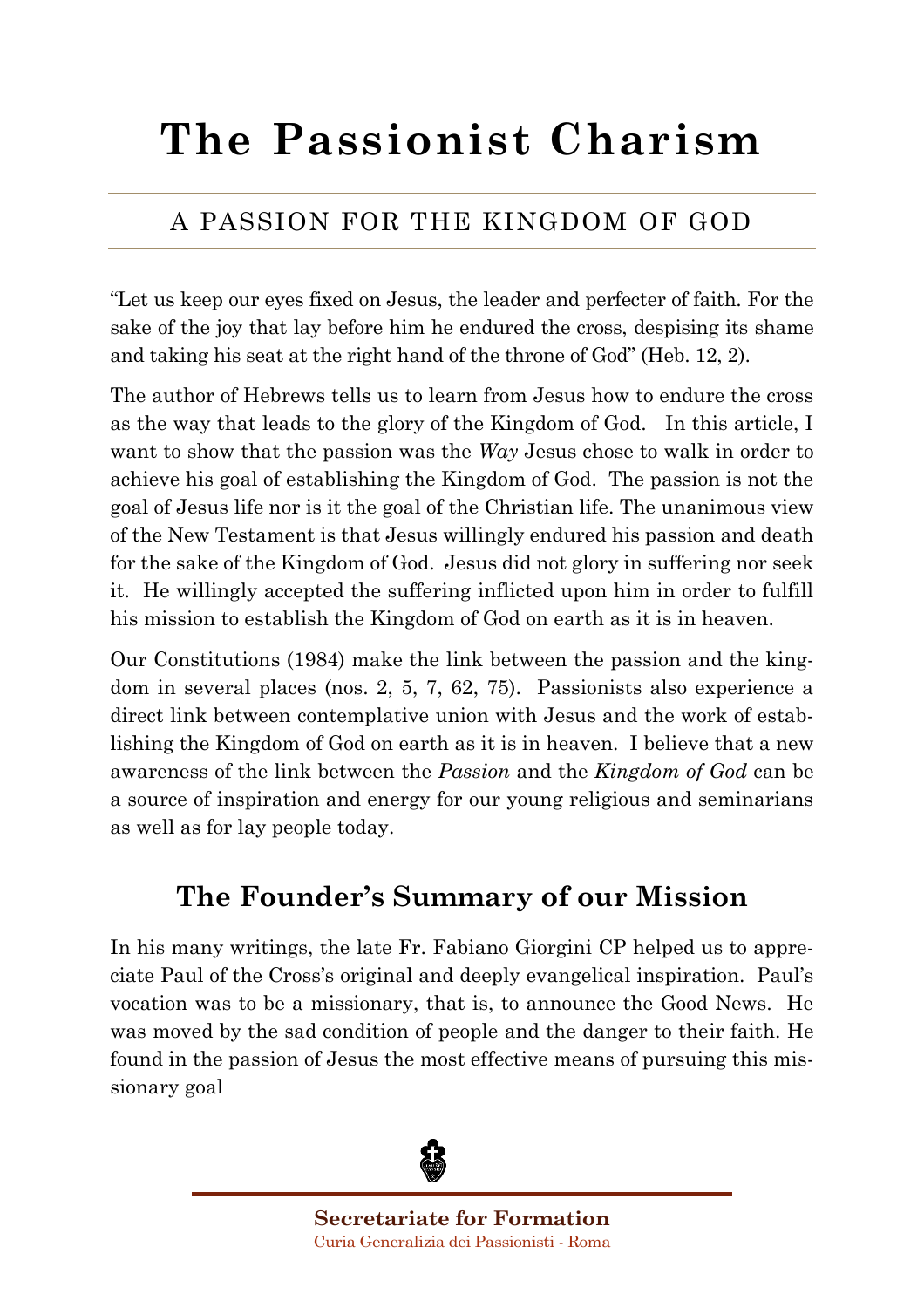# The Passionist Charism

## A PASSION FOR THE KINGDOM OF GOD

"Let us keep our eyes fixed on Jesus, the leader and perfecter of faith. For the sake of the joy that lay before him he endured the cross, despising its shame and taking his seat at the right hand of the throne of God" (Heb. 12, 2).

The author of Hebrews tells us to learn from Jesus how to endure the cross as the way that leads to the glory of the Kingdom of God. In this article, I want to show that the passion was the *Way* Jesus chose to walk in order to achieve his goal of establishing the Kingdom of God. The passion is not the goal of Jesus life nor is it the goal of the Christian life. The unanimous view of the New Testament is that Jesus willingly endured his passion and death for the sake of the Kingdom of God. Jesus did not glory in suffering nor seek it. He willingly accepted the suffering inflicted upon him in order to fulfill his mission to establish the Kingdom of God on earth as it is in heaven.

Our Constitutions (1984) make the link between the passion and the kingdom in several places (nos. 2, 5, 7, 62, 75). Passionists also experience a direct link between contemplative union with Jesus and the work of establishing the Kingdom of God on earth as it is in heaven. I believe that a new awareness of the link between the *Passion* and the *Kingdom of God* can be a source of inspiration and energy for our young religious and seminarians as well as for lay people today.

## The Founder's Summary of our Mission

In his many writings, the late Fr. Fabiano Giorgini CP helped us to appreciate Paul of the Cross's original and deeply evangelical inspiration. Paul's vocation was to be a missionary, that is, to announce the Good News. He was moved by the sad condition of people and the danger to their faith. He found in the passion of Jesus the most effective means of pursuing this missionary goal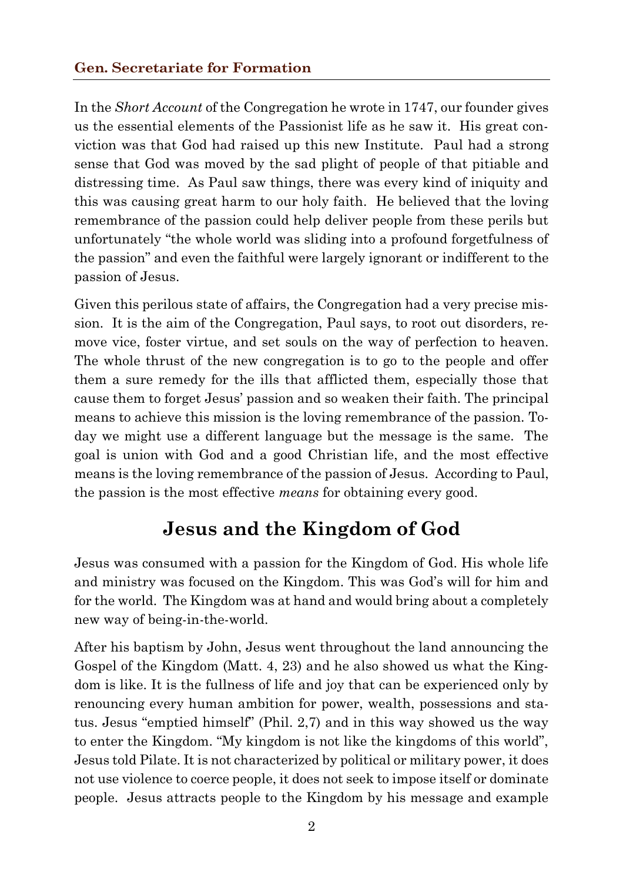In the *Short Account* of the Congregation he wrote in 1747, our founder gives us the essential elements of the Passionist life as he saw it. His great conviction was that God had raised up this new Institute. Paul had a strong sense that God was moved by the sad plight of people of that pitiable and distressing time. As Paul saw things, there was every kind of iniquity and this was causing great harm to our holy faith. He believed that the loving remembrance of the passion could help deliver people from these perils but unfortunately "the whole world was sliding into a profound forgetfulness of the passion" and even the faithful were largely ignorant or indifferent to the passion of Jesus.

Given this perilous state of affairs, the Congregation had a very precise mission. It is the aim of the Congregation, Paul says, to root out disorders, remove vice, foster virtue, and set souls on the way of perfection to heaven. The whole thrust of the new congregation is to go to the people and offer them a sure remedy for the ills that afflicted them, especially those that cause them to forget Jesus' passion and so weaken their faith. The principal means to achieve this mission is the loving remembrance of the passion. Today we might use a different language but the message is the same. The goal is union with God and a good Christian life, and the most effective means is the loving remembrance of the passion of Jesus. According to Paul, the passion is the most effective *means* for obtaining every good.

## Jesus and the Kingdom of God

Jesus was consumed with a passion for the Kingdom of God. His whole life and ministry was focused on the Kingdom. This was God's will for him and for the world. The Kingdom was at hand and would bring about a completely new way of being-in-the-world.

After his baptism by John, Jesus went throughout the land announcing the Gospel of the Kingdom (Matt. 4, 23) and he also showed us what the Kingdom is like. It is the fullness of life and joy that can be experienced only by renouncing every human ambition for power, wealth, possessions and status. Jesus "emptied himself" (Phil. 2,7) and in this way showed us the way to enter the Kingdom. "My kingdom is not like the kingdoms of this world", Jesus told Pilate. It is not characterized by political or military power, it does not use violence to coerce people, it does not seek to impose itself or dominate people. Jesus attracts people to the Kingdom by his message and example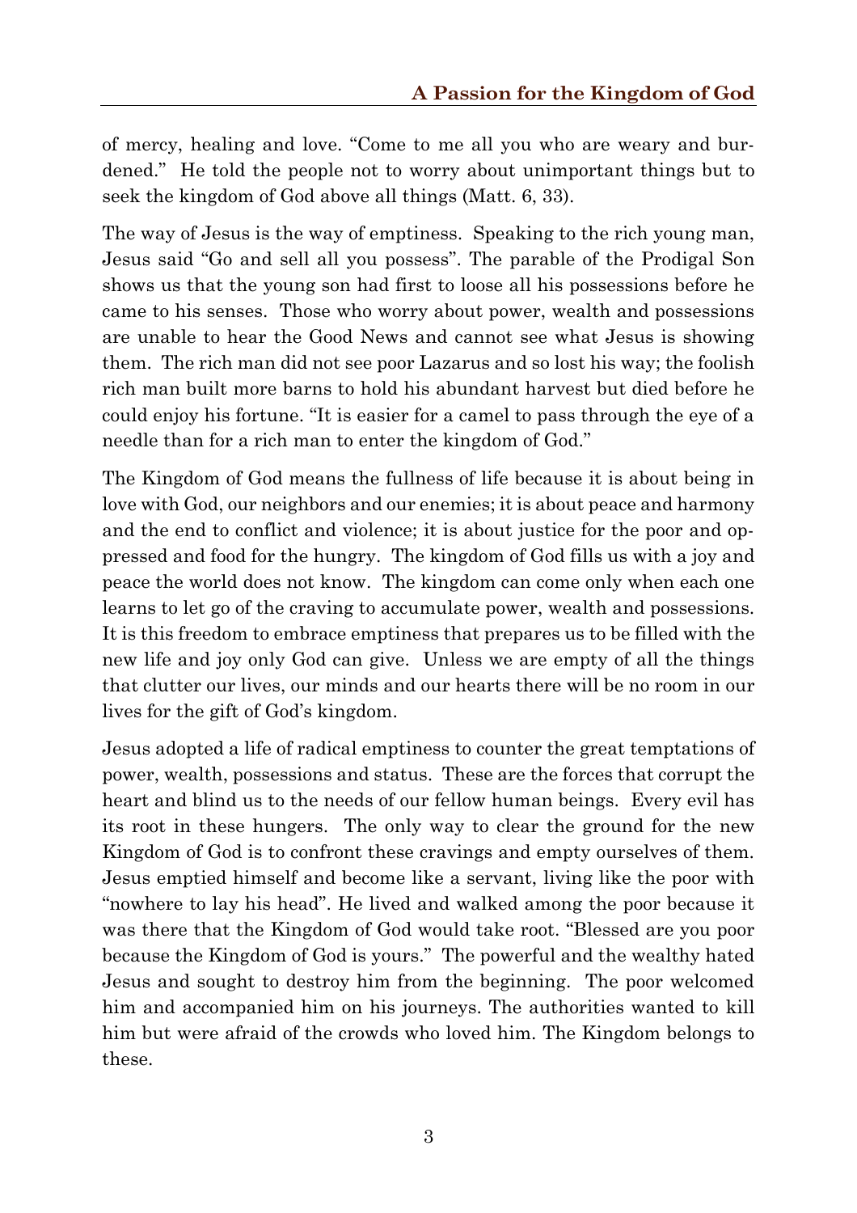of mercy, healing and love. “Come to me all you who are weary and burdened.” He told the people not to worry about unimportant things but to seek the kingdom of God above all things (Matt. 6, 33).

The way of Jesus is the way of emptiness. Speaking to the rich young man, Jesus said “Go and sell all you possess”. The parable of the Prodigal Son shows us that the young son had first to loose all his possessions before he came to his senses. Those who worry about power, wealth and possessions are unable to hear the Good News and cannot see what Jesus is showing them. The rich man did not see poor Lazarus and so lost his way; the foolish rich man built more barns to hold his abundant harvest but died before he could enjoy his fortune. “It is easier for a camel to pass through the eye of a needle than for a rich man to enter the kingdom of God.”

The Kingdom of God means the fullness of life because it is about being in love with God, our neighbors and our enemies; it is about peace and harmony and the end to conflict and violence; it is about justice for the poor and oppressed and food for the hungry. The kingdom of God fills us with a joy and peace the world does not know. The kingdom can come only when each one learns to let go of the craving to accumulate power, wealth and possessions. It is this freedom to embrace emptiness that prepares us to be filled with the new life and joy only God can give. Unless we are empty of all the things that clutter our lives, our minds and our hearts there will be no room in our lives for the gift of God’s kingdom.

Jesus adopted a life of radical emptiness to counter the great temptations of power, wealth, possessions and status. These are the forces that corrupt the heart and blind us to the needs of our fellow human beings. Every evil has its root in these hungers. The only way to clear the ground for the new Kingdom of God is to confront these cravings and empty ourselves of them. Jesus emptied himself and become like a servant, living like the poor with “nowhere to lay his head”. He lived and walked among the poor because it was there that the Kingdom of God would take root. “Blessed are you poor because the Kingdom of God is yours.” The powerful and the wealthy hated Jesus and sought to destroy him from the beginning. The poor welcomed him and accompanied him on his journeys. The authorities wanted to kill him but were afraid of the crowds who loved him. The Kingdom belongs to these.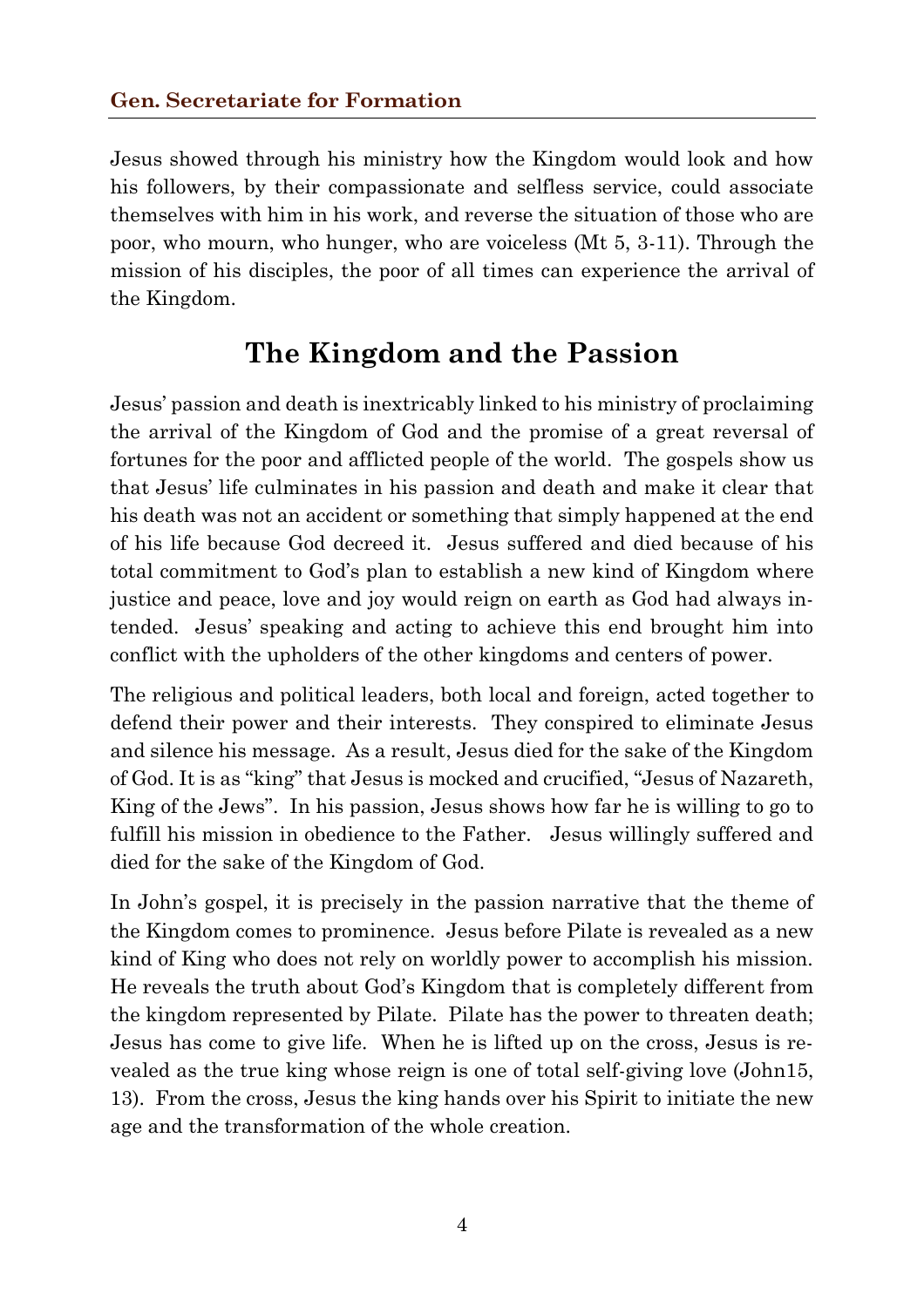Jesus showed through his ministry how the Kingdom would look and how his followers, by their compassionate and selfless service, could associate themselves with him in his work, and reverse the situation of those who are poor, who mourn, who hunger, who are voiceless (Mt 5, 3-11). Through the mission of his disciples, the poor of all times can experience the arrival of the Kingdom.

## The Kingdom and the Passion

Jesus' passion and death is inextricably linked to his ministry of proclaiming the arrival of the Kingdom of God and the promise of a great reversal of fortunes for the poor and afflicted people of the world. The gospels show us that Jesus' life culminates in his passion and death and make it clear that his death was not an accident or something that simply happened at the end of his life because God decreed it. Jesus suffered and died because of his total commitment to God's plan to establish a new kind of Kingdom where justice and peace, love and joy would reign on earth as God had always intended. Jesus' speaking and acting to achieve this end brought him into conflict with the upholders of the other kingdoms and centers of power.

The religious and political leaders, both local and foreign, acted together to defend their power and their interests. They conspired to eliminate Jesus and silence his message. As a result, Jesus died for the sake of the Kingdom of God. It is as "king" that Jesus is mocked and crucified, "Jesus of Nazareth, King of the Jews". In his passion, Jesus shows how far he is willing to go to fulfill his mission in obedience to the Father. Jesus willingly suffered and died for the sake of the Kingdom of God.

In John's gospel, it is precisely in the passion narrative that the theme of the Kingdom comes to prominence. Jesus before Pilate is revealed as a new kind of King who does not rely on worldly power to accomplish his mission. He reveals the truth about God's Kingdom that is completely different from the kingdom represented by Pilate. Pilate has the power to threaten death; Jesus has come to give life. When he is lifted up on the cross, Jesus is revealed as the true king whose reign is one of total self-giving love (John15, 13). From the cross, Jesus the king hands over his Spirit to initiate the new age and the transformation of the whole creation.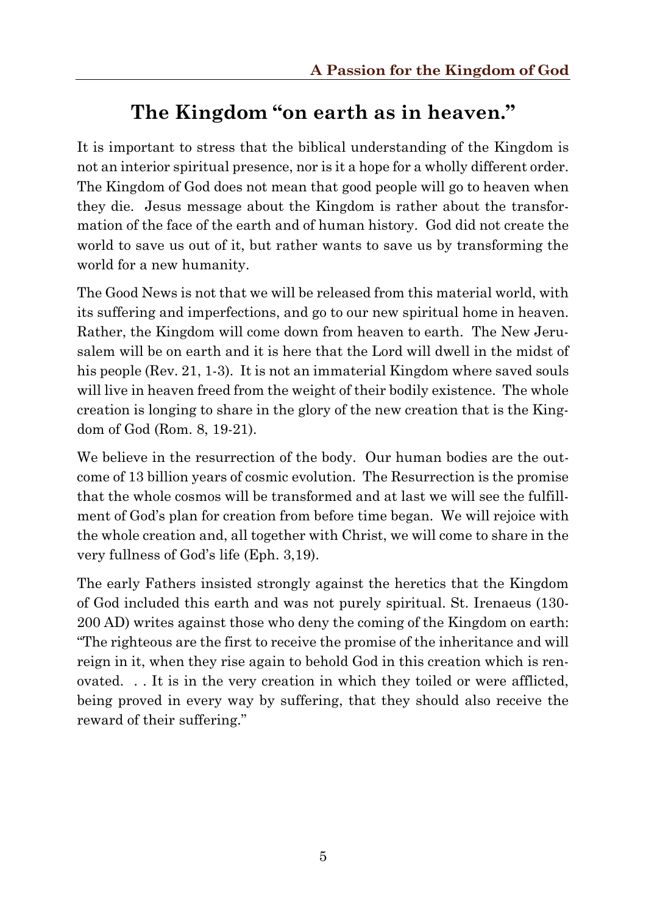# The Kingdom "on earth as in heaven."

It is important to stress that the biblical understanding of the Kingdom is not an interior spiritual presence, nor is it a hope for a wholly different order. The Kingdom of God does not mean that good people will go to heaven when they die. Jesus message about the Kingdom is rather about the transformation of the face of the earth and of human history. God did not create the world to save us out of it, but rather wants to save us by transforming the world for a new humanity.

The Good News is not that we will be released from this material world, with its suffering and imperfections, and go to our new spiritual home in heaven. Rather, the Kingdom will come down from heaven to earth. The New Jerusalem will be on earth and it is here that the Lord will dwell in the midst of his people (Rev. 21, 1-3). It is not an immaterial Kingdom where saved souls will live in heaven freed from the weight of their bodily existence. The whole creation is longing to share in the glory of the new creation that is the Kingdom of God (Rom. 8, 19-21).

We believe in the resurrection of the body. Our human bodies are the outcome of 13 billion years of cosmic evolution. The Resurrection is the promise that the whole cosmos will be transformed and at last we will see the fulfillment of God's plan for creation from before time began. We will rejoice with the whole creation and, all together with Christ, we will come to share in the very fullness of God's life (Eph. 3,19).

The early Fathers insisted strongly against the heretics that the Kingdom of God included this earth and was not purely spiritual. St. Irenaeus (130-200 AD) writes against those who deny the coming of the Kingdom on earth: "The righteous are the first to receive the promise of the inheritance and will reign in it, when they rise again to behold God in this creation which is renovated. . . It is in the very creation in which they toiled or were afflicted, being proved in every way by suffering, that they should also receive the reward of their suffering."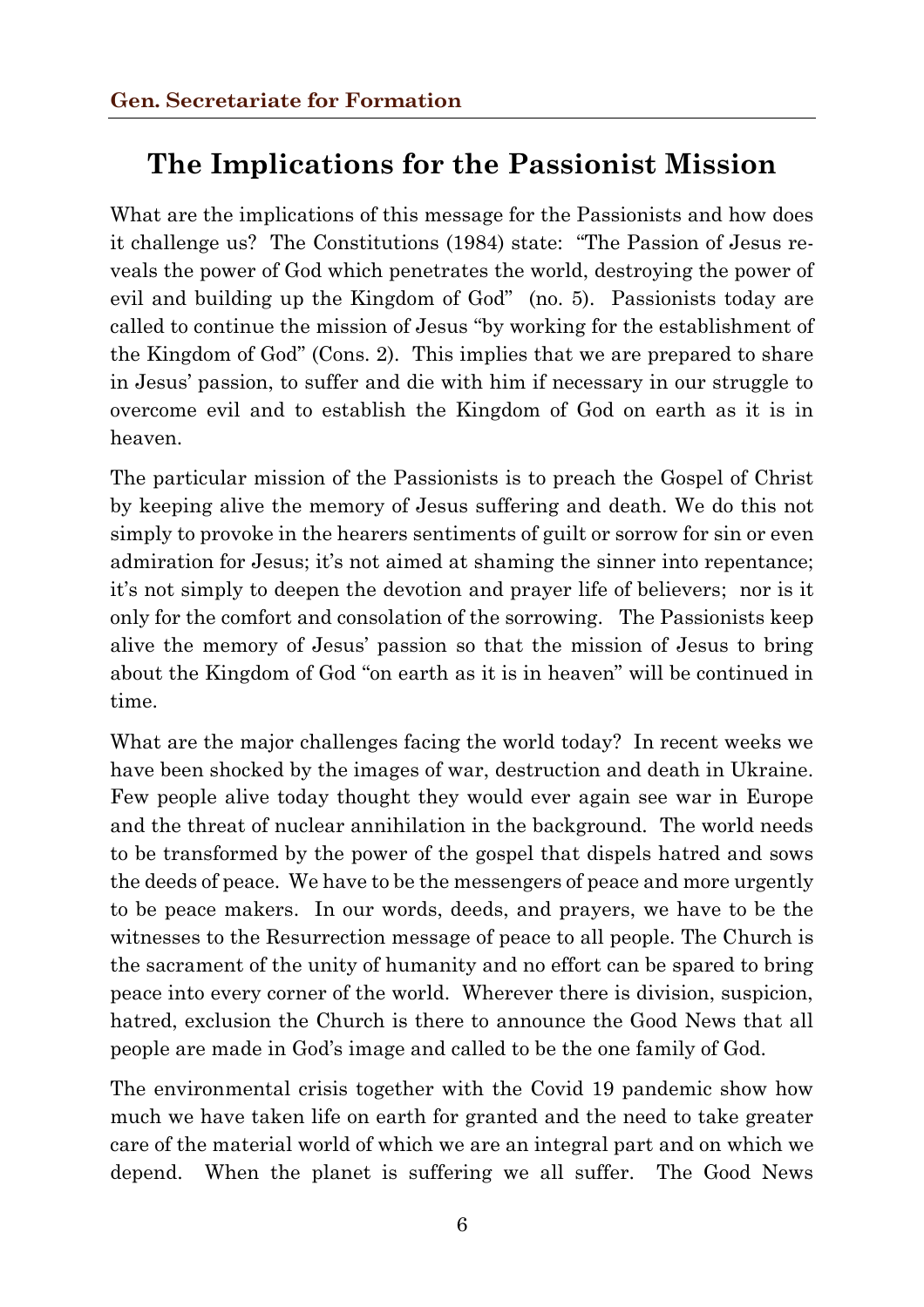## The Implications for the Passionist Mission

What are the implications of this message for the Passionists and how does it challenge us? The Constitutions (1984) state: "The Passion of Jesus reveals the power of God which penetrates the world, destroying the power of evil and building up the Kingdom of God" (no. 5). Passionists today are called to continue the mission of Jesus "by working for the establishment of the Kingdom of God" (Cons. 2). This implies that we are prepared to share in Jesus' passion, to suffer and die with him if necessary in our struggle to overcome evil and to establish the Kingdom of God on earth as it is in heaven.

The particular mission of the Passionists is to preach the Gospel of Christ by keeping alive the memory of Jesus suffering and death. We do this not simply to provoke in the hearers sentiments of guilt or sorrow for sin or even admiration for Jesus; it's not aimed at shaming the sinner into repentance; it's not simply to deepen the devotion and prayer life of believers; nor is it only for the comfort and consolation of the sorrowing. The Passionists keep alive the memory of Jesus' passion so that the mission of Jesus to bring about the Kingdom of God "on earth as it is in heaven" will be continued in time.

What are the major challenges facing the world today? In recent weeks we have been shocked by the images of war, destruction and death in Ukraine. Few people alive today thought they would ever again see war in Europe and the threat of nuclear annihilation in the background. The world needs to be transformed by the power of the gospel that dispels hatred and sows the deeds of peace. We have to be the messengers of peace and more urgently to be peace makers. In our words, deeds, and prayers, we have to be the witnesses to the Resurrection message of peace to all people. The Church is the sacrament of the unity of humanity and no effort can be spared to bring peace into every corner of the world. Wherever there is division, suspicion, hatred, exclusion the Church is there to announce the Good News that all people are made in God's image and called to be the one family of God.

The environmental crisis together with the Covid 19 pandemic show how much we have taken life on earth for granted and the need to take greater care of the material world of which we are an integral part and on which we depend. When the planet is suffering we all suffer. The Good News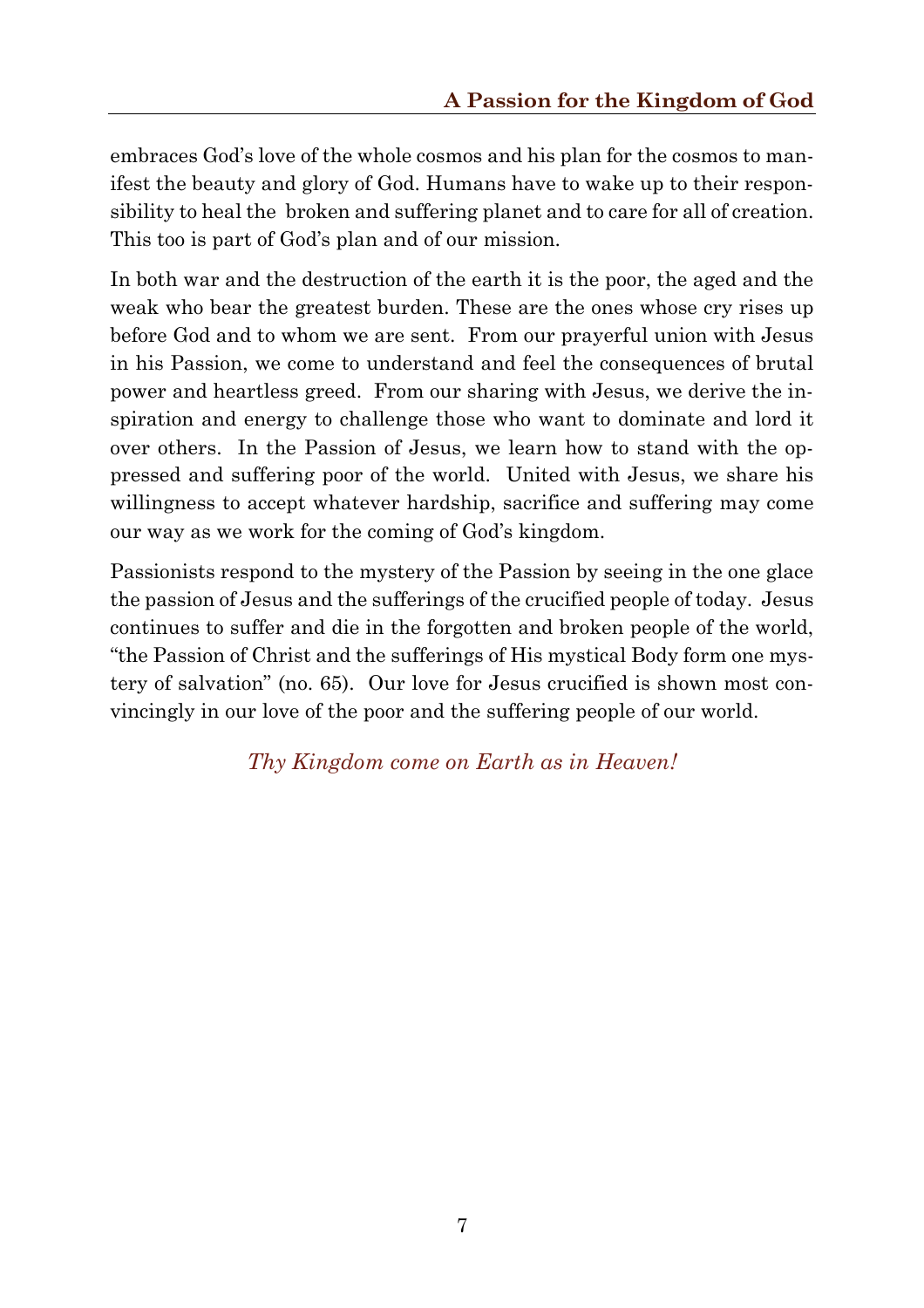embraces God's love of the whole cosmos and his plan for the cosmos to manifest the beauty and glory of God. Humans have to wake up to their responsibility to heal the broken and suffering planet and to care for all of creation. This too is part of God's plan and of our mission.

In both war and the destruction of the earth it is the poor, the aged and the weak who bear the greatest burden. These are the ones whose cry rises up before God and to whom we are sent. From our prayerful union with Jesus in his Passion, we come to understand and feel the consequences of brutal power and heartless greed. From our sharing with Jesus, we derive the inspiration and energy to challenge those who want to dominate and lord it over others. In the Passion of Jesus, we learn how to stand with the oppressed and suffering poor of the world. United with Jesus, we share his willingness to accept whatever hardship, sacrifice and suffering may come our way as we work for the coming of God's kingdom.

Passionists respond to the mystery of the Passion by seeing in the one glace the passion of Jesus and the sufferings of the crucified people of today. Jesus continues to suffer and die in the forgotten and broken people of the world, "the Passion of Christ and the sufferings of His mystical Body form one mystery of salvation" (no. 65). Our love for Jesus crucified is shown most convincingly in our love of the poor and the suffering people of our world.

*Thy Kingdom come on Earth as in Heaven!*